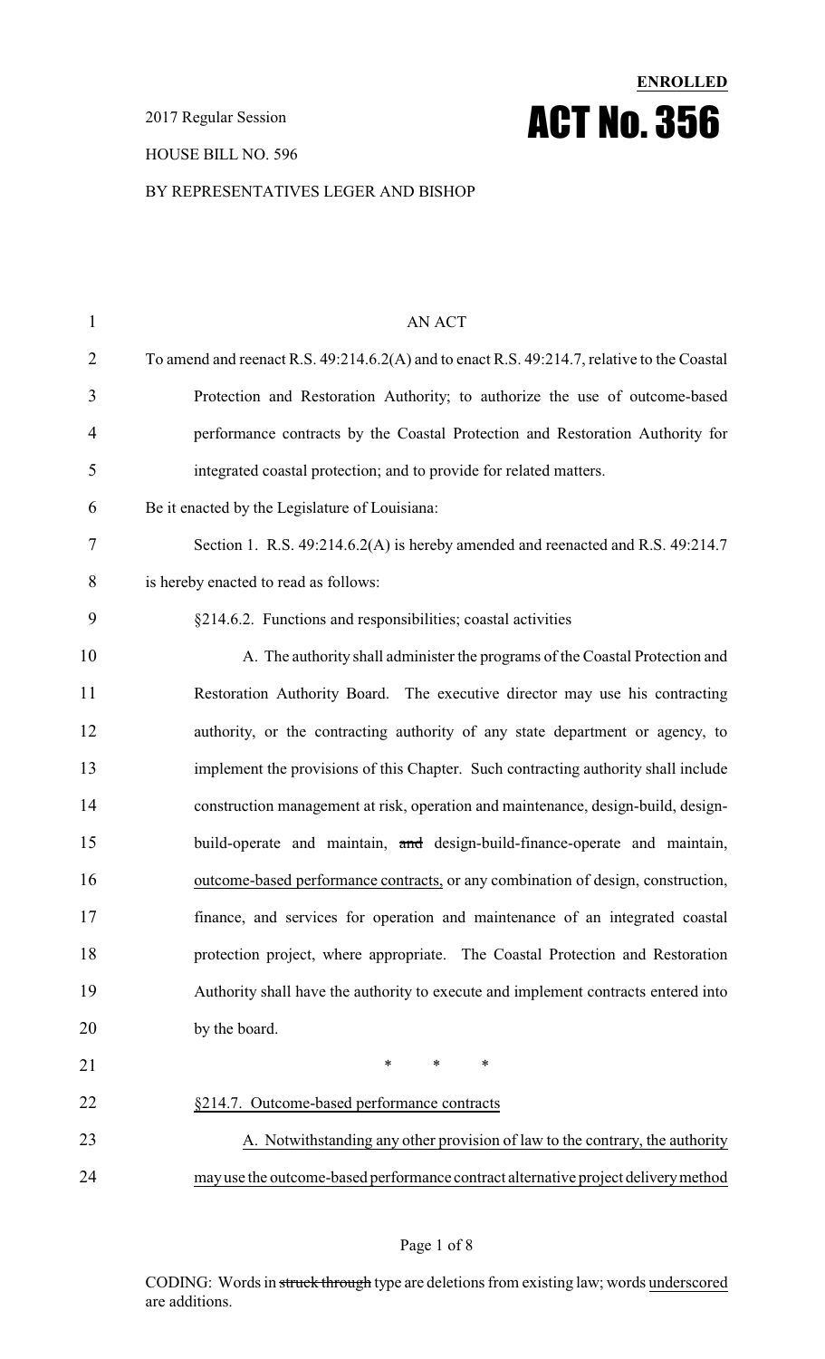**ENROLLED**

2017 Regular Session

# ACT No. 356

HOUSE BILL NO. 596

BY REPRESENTATIVES LEGER AND BISHOP

AN ACT

To amend and reenact R.S. 49:214.6.2(A) and to enact R.S. 49:214.7, relative to the Coastal Protection and Restoration Authority; to authorize the use of outcome-based performance contracts by the Coastal Protection and Restoration Authority for integrated coastal protection; and to provide for related matters.

Be it enacted by the Legislature of Louisiana:

Section 1. R.S. 49:214.6.2(A) is hereby amended and reenacted and R.S. 49:214.7 is hereby enacted to read as follows:

§214.6.2. Functions and responsibilities; coastal activities

A. The authority shall administer the programs of the Coastal Protection and Restoration Authority Board. The executive director may use his contracting authority, or the contracting authority of any state department or agency, to implement the provisions of this Chapter. Such contracting authority shall include construction management at risk, operation and maintenance, design-build, design-build-operate and maintain, ~~and~~ design-build-finance-operate and maintain, <u>outcome-based performance contracts,</u> or any combination of design, construction, finance, and services for operation and maintenance of an integrated coastal protection project, where appropriate. The Coastal Protection and Restoration Authority shall have the authority to execute and implement contracts entered into by the board.

\* \* \*

<u>§214.7. Outcome-based performance contracts</u>

<u>A. Notwithstanding any other provision of law to the contrary, the authority may use the outcome-based performance contract alternative project delivery method</u>

CODING: Words in ~~struck through~~ type are deletions from existing law; words <u>underscored</u> are additions.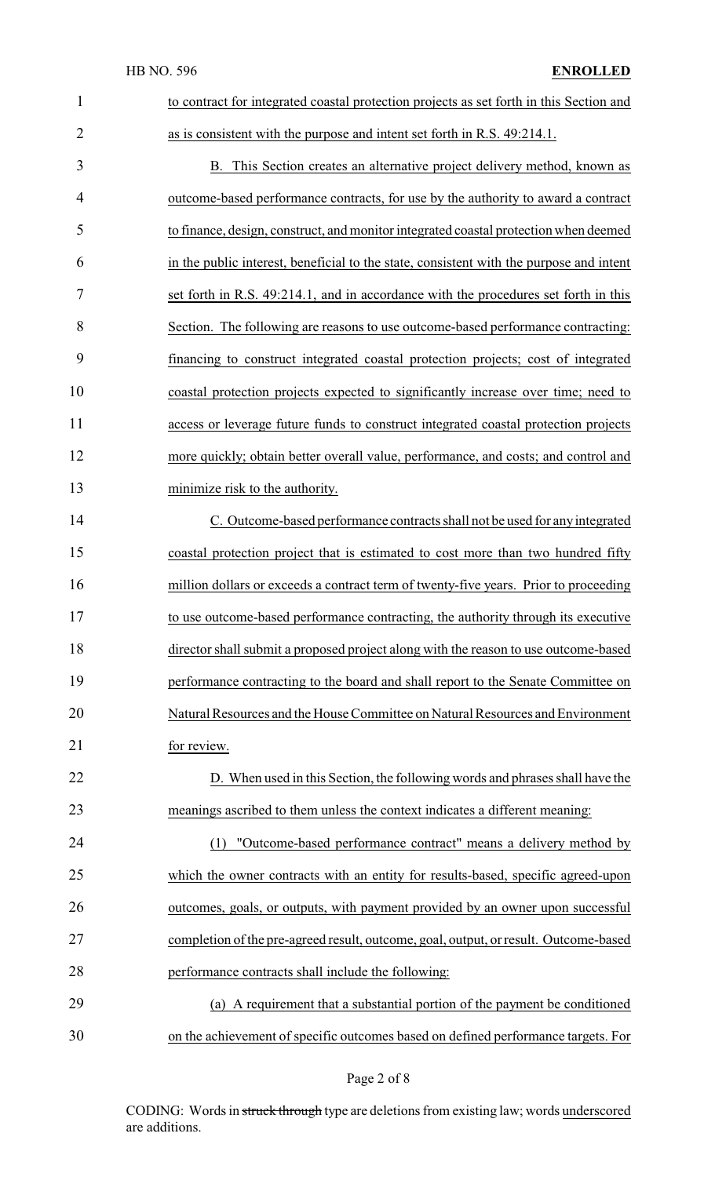to contract for integrated coastal protection projects as set forth in this Section and as is consistent with the purpose and intent set forth in R.S. 49:214.1.

B. This Section creates an alternative project delivery method, known as outcome-based performance contracts, for use by the authority to award a contract to finance, design, construct, and monitor integrated coastal protection when deemed in the public interest, beneficial to the state, consistent with the purpose and intent set forth in R.S. 49:214.1, and in accordance with the procedures set forth in this Section. The following are reasons to use outcome-based performance contracting: financing to construct integrated coastal protection projects; cost of integrated coastal protection projects expected to significantly increase over time; need to access or leverage future funds to construct integrated coastal protection projects more quickly; obtain better overall value, performance, and costs; and control and minimize risk to the authority.

C. Outcome-based performance contracts shall not be used for any integrated coastal protection project that is estimated to cost more than two hundred fifty million dollars or exceeds a contract term of twenty-five years. Prior to proceeding to use outcome-based performance contracting, the authority through its executive director shall submit a proposed project along with the reason to use outcome-based performance contracting to the board and shall report to the Senate Committee on Natural Resources and the House Committee on Natural Resources and Environment for review.

D. When used in this Section, the following words and phrases shall have the meanings ascribed to them unless the context indicates a different meaning:

(1) "Outcome-based performance contract" means a delivery method by which the owner contracts with an entity for results-based, specific agreed-upon outcomes, goals, or outputs, with payment provided by an owner upon successful completion of the pre-agreed result, outcome, goal, output, or result. Outcome-based performance contracts shall include the following:

(a) A requirement that a substantial portion of the payment be conditioned on the achievement of specific outcomes based on defined performance targets. For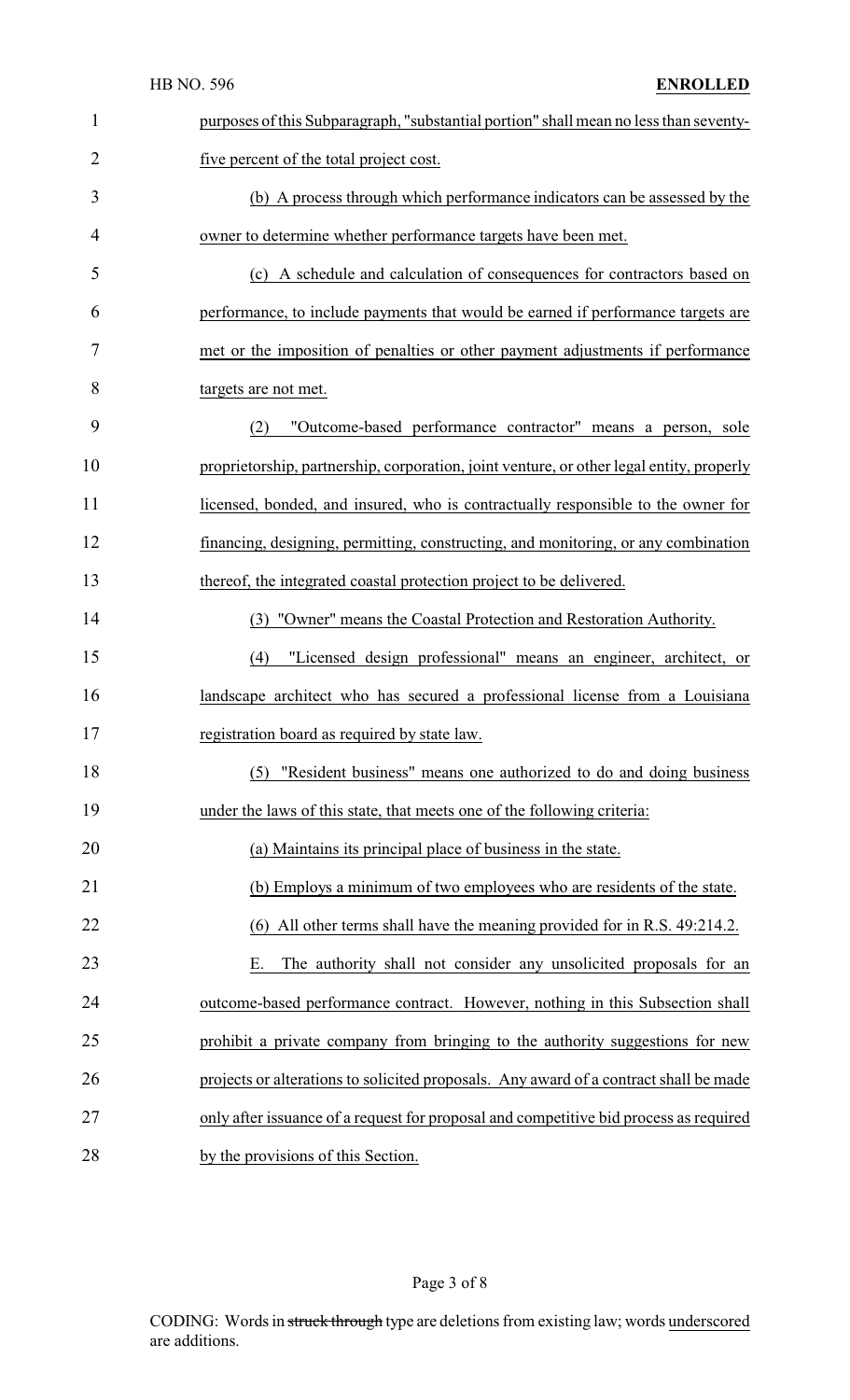purposes of this Subparagraph, "substantial portion" shall mean no less than seventy-five percent of the total project cost.

(b) A process through which performance indicators can be assessed by the owner to determine whether performance targets have been met.

(c) A schedule and calculation of consequences for contractors based on performance, to include payments that would be earned if performance targets are met or the imposition of penalties or other payment adjustments if performance targets are not met.

(2) "Outcome-based performance contractor" means a person, sole proprietorship, partnership, corporation, joint venture, or other legal entity, properly licensed, bonded, and insured, who is contractually responsible to the owner for financing, designing, permitting, constructing, and monitoring, or any combination thereof, the integrated coastal protection project to be delivered.

(3) "Owner" means the Coastal Protection and Restoration Authority.

(4) "Licensed design professional" means an engineer, architect, or landscape architect who has secured a professional license from a Louisiana registration board as required by state law.

(5) "Resident business" means one authorized to do and doing business under the laws of this state, that meets one of the following criteria:

(a) Maintains its principal place of business in the state.

(b) Employs a minimum of two employees who are residents of the state.

(6) All other terms shall have the meaning provided for in R.S. 49:214.2.

E. The authority shall not consider any unsolicited proposals for an outcome-based performance contract. However, nothing in this Subsection shall prohibit a private company from bringing to the authority suggestions for new projects or alterations to solicited proposals. Any award of a contract shall be made only after issuance of a request for proposal and competitive bid process as required by the provisions of this Section.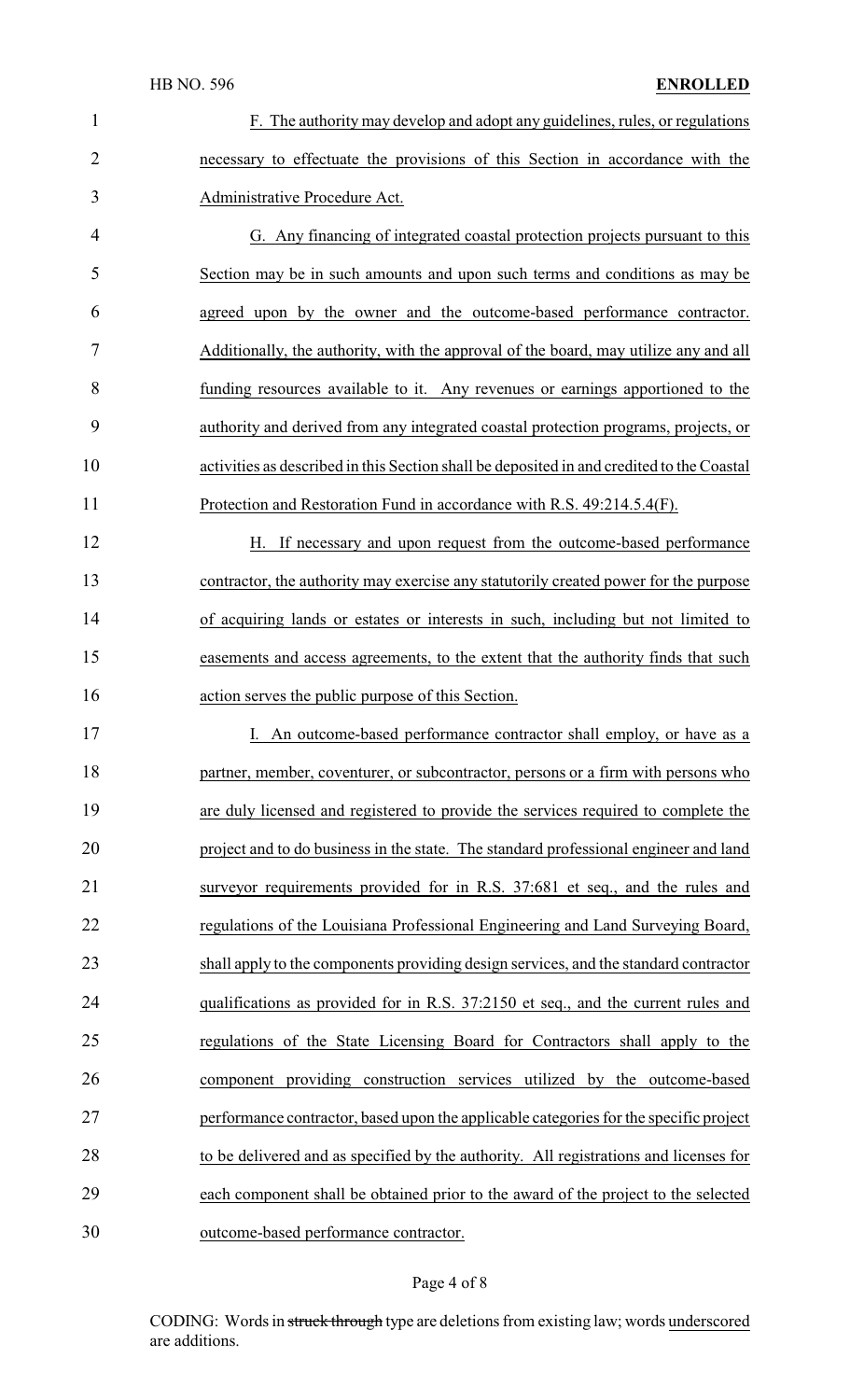F. The authority may develop and adopt any guidelines, rules, or regulations necessary to effectuate the provisions of this Section in accordance with the Administrative Procedure Act.

G. Any financing of integrated coastal protection projects pursuant to this Section may be in such amounts and upon such terms and conditions as may be agreed upon by the owner and the outcome-based performance contractor. Additionally, the authority, with the approval of the board, may utilize any and all funding resources available to it. Any revenues or earnings apportioned to the authority and derived from any integrated coastal protection programs, projects, or activities as described in this Section shall be deposited in and credited to the Coastal Protection and Restoration Fund in accordance with R.S. 49:214.5.4(F).

H. If necessary and upon request from the outcome-based performance contractor, the authority may exercise any statutorily created power for the purpose of acquiring lands or estates or interests in such, including but not limited to easements and access agreements, to the extent that the authority finds that such action serves the public purpose of this Section.

I. An outcome-based performance contractor shall employ, or have as a partner, member, coventurer, or subcontractor, persons or a firm with persons who are duly licensed and registered to provide the services required to complete the project and to do business in the state. The standard professional engineer and land surveyor requirements provided for in R.S. 37:681 et seq., and the rules and regulations of the Louisiana Professional Engineering and Land Surveying Board, shall apply to the components providing design services, and the standard contractor qualifications as provided for in R.S. 37:2150 et seq., and the current rules and regulations of the State Licensing Board for Contractors shall apply to the component providing construction services utilized by the outcome-based performance contractor, based upon the applicable categories for the specific project to be delivered and as specified by the authority. All registrations and licenses for each component shall be obtained prior to the award of the project to the selected outcome-based performance contractor.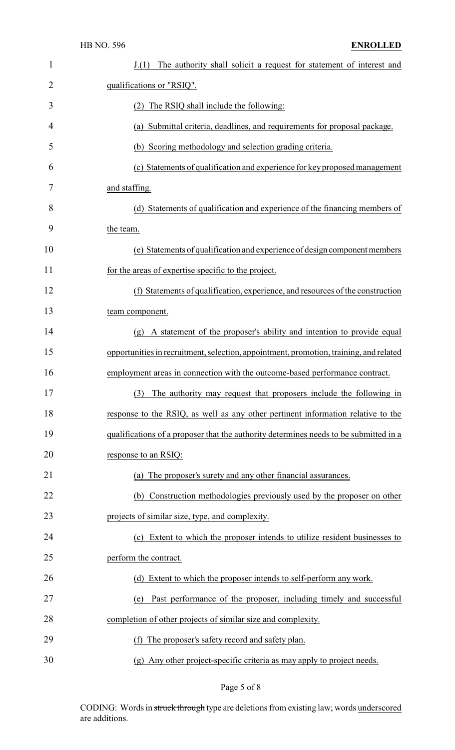J.(1) The authority shall solicit a request for statement of interest and qualifications or "RSIQ".

(2) The RSIQ shall include the following:

(a) Submittal criteria, deadlines, and requirements for proposal package.

(b) Scoring methodology and selection grading criteria.

(c) Statements of qualification and experience for key proposed management and staffing.

(d) Statements of qualification and experience of the financing members of the team.

(e) Statements of qualification and experience of design component members for the areas of expertise specific to the project.

(f) Statements of qualification, experience, and resources of the construction team component.

(g) A statement of the proposer's ability and intention to provide equal opportunities in recruitment, selection, appointment, promotion, training, and related employment areas in connection with the outcome-based performance contract.

(3) The authority may request that proposers include the following in response to the RSIQ, as well as any other pertinent information relative to the qualifications of a proposer that the authority determines needs to be submitted in a response to an RSIQ:

(a) The proposer's surety and any other financial assurances.

(b) Construction methodologies previously used by the proposer on other projects of similar size, type, and complexity.

(c) Extent to which the proposer intends to utilize resident businesses to perform the contract.

(d) Extent to which the proposer intends to self-perform any work.

(e) Past performance of the proposer, including timely and successful completion of other projects of similar size and complexity.

(f) The proposer's safety record and safety plan.

(g) Any other project-specific criteria as may apply to project needs.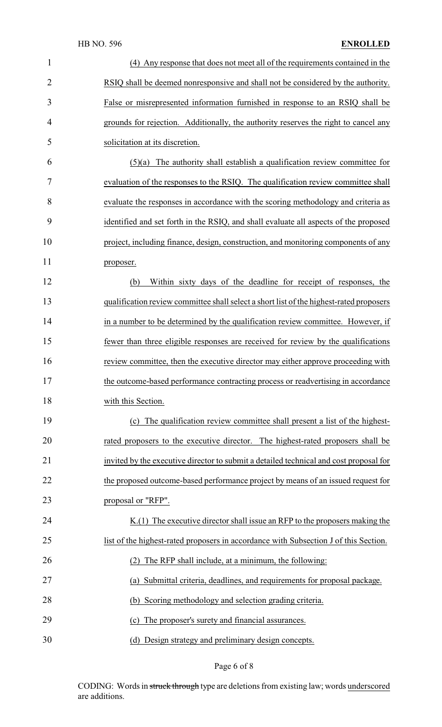(4) Any response that does not meet all of the requirements contained in the RSIQ shall be deemed nonresponsive and shall not be considered by the authority. False or misrepresented information furnished in response to an RSIQ shall be grounds for rejection. Additionally, the authority reserves the right to cancel any solicitation at its discretion.

(5)(a) The authority shall establish a qualification review committee for evaluation of the responses to the RSIQ. The qualification review committee shall evaluate the responses in accordance with the scoring methodology and criteria as identified and set forth in the RSIQ, and shall evaluate all aspects of the proposed project, including finance, design, construction, and monitoring components of any proposer.

(b) Within sixty days of the deadline for receipt of responses, the qualification review committee shall select a short list of the highest-rated proposers in a number to be determined by the qualification review committee. However, if fewer than three eligible responses are received for review by the qualifications review committee, then the executive director may either approve proceeding with the outcome-based performance contracting process or readvertising in accordance with this Section.

(c) The qualification review committee shall present a list of the highest-rated proposers to the executive director. The highest-rated proposers shall be invited by the executive director to submit a detailed technical and cost proposal for the proposed outcome-based performance project by means of an issued request for proposal or "RFP".

K.(1) The executive director shall issue an RFP to the proposers making the list of the highest-rated proposers in accordance with Subsection J of this Section.

(2) The RFP shall include, at a minimum, the following:

(a) Submittal criteria, deadlines, and requirements for proposal package.

(b) Scoring methodology and selection grading criteria.

(c) The proposer's surety and financial assurances.

(d) Design strategy and preliminary design concepts.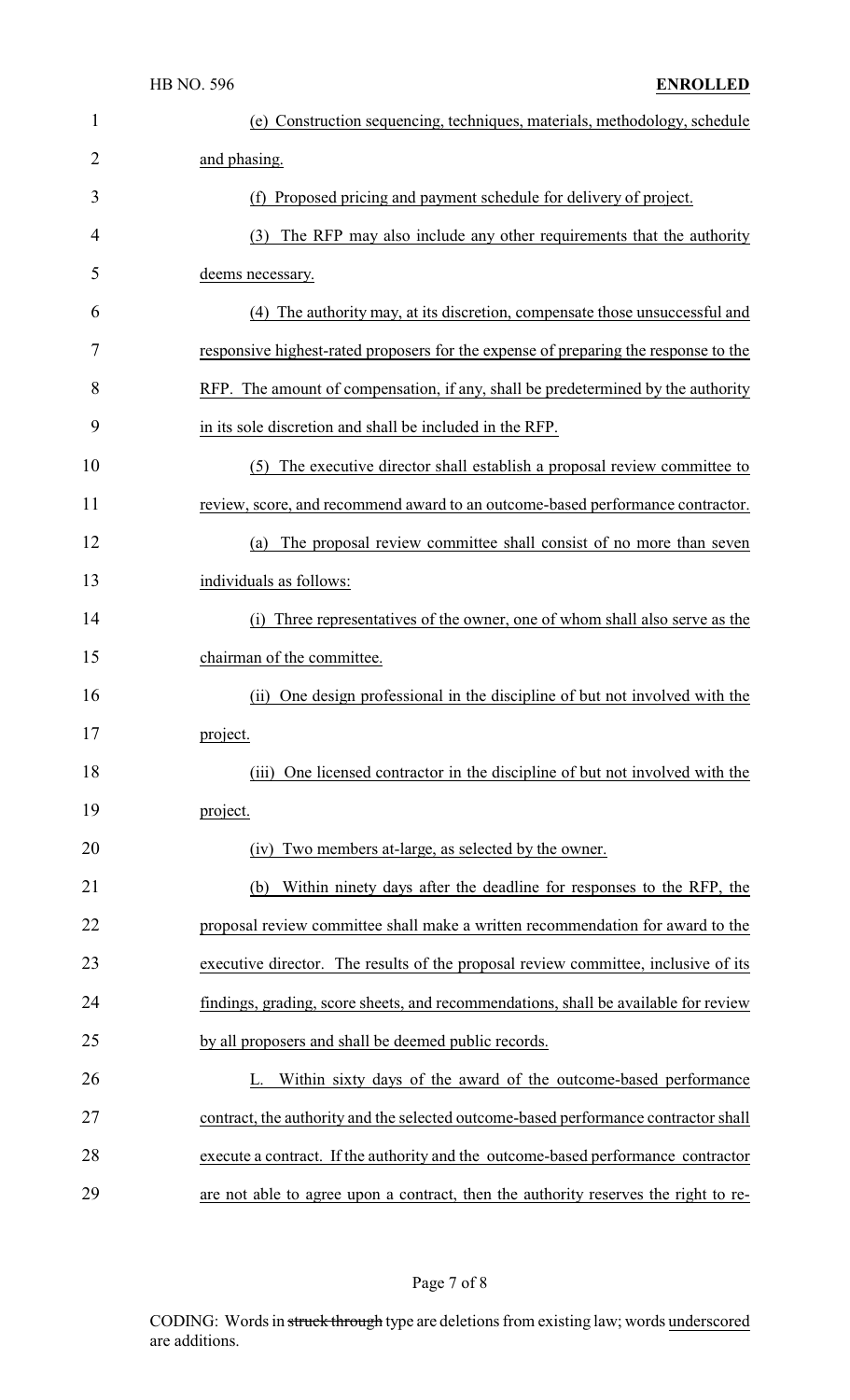(e) Construction sequencing, techniques, materials, methodology, schedule and phasing.

(f) Proposed pricing and payment schedule for delivery of project.

(3) The RFP may also include any other requirements that the authority deems necessary.

(4) The authority may, at its discretion, compensate those unsuccessful and responsive highest-rated proposers for the expense of preparing the response to the RFP. The amount of compensation, if any, shall be predetermined by the authority in its sole discretion and shall be included in the RFP.

(5) The executive director shall establish a proposal review committee to review, score, and recommend award to an outcome-based performance contractor.

(a) The proposal review committee shall consist of no more than seven individuals as follows:

(i) Three representatives of the owner, one of whom shall also serve as the chairman of the committee.

(ii) One design professional in the discipline of but not involved with the project.

(iii) One licensed contractor in the discipline of but not involved with the project.

(iv) Two members at-large, as selected by the owner.

(b) Within ninety days after the deadline for responses to the RFP, the proposal review committee shall make a written recommendation for award to the executive director. The results of the proposal review committee, inclusive of its findings, grading, score sheets, and recommendations, shall be available for review by all proposers and shall be deemed public records.

L. Within sixty days of the award of the outcome-based performance contract, the authority and the selected outcome-based performance contractor shall execute a contract. If the authority and the outcome-based performance contractor are not able to agree upon a contract, then the authority reserves the right to re-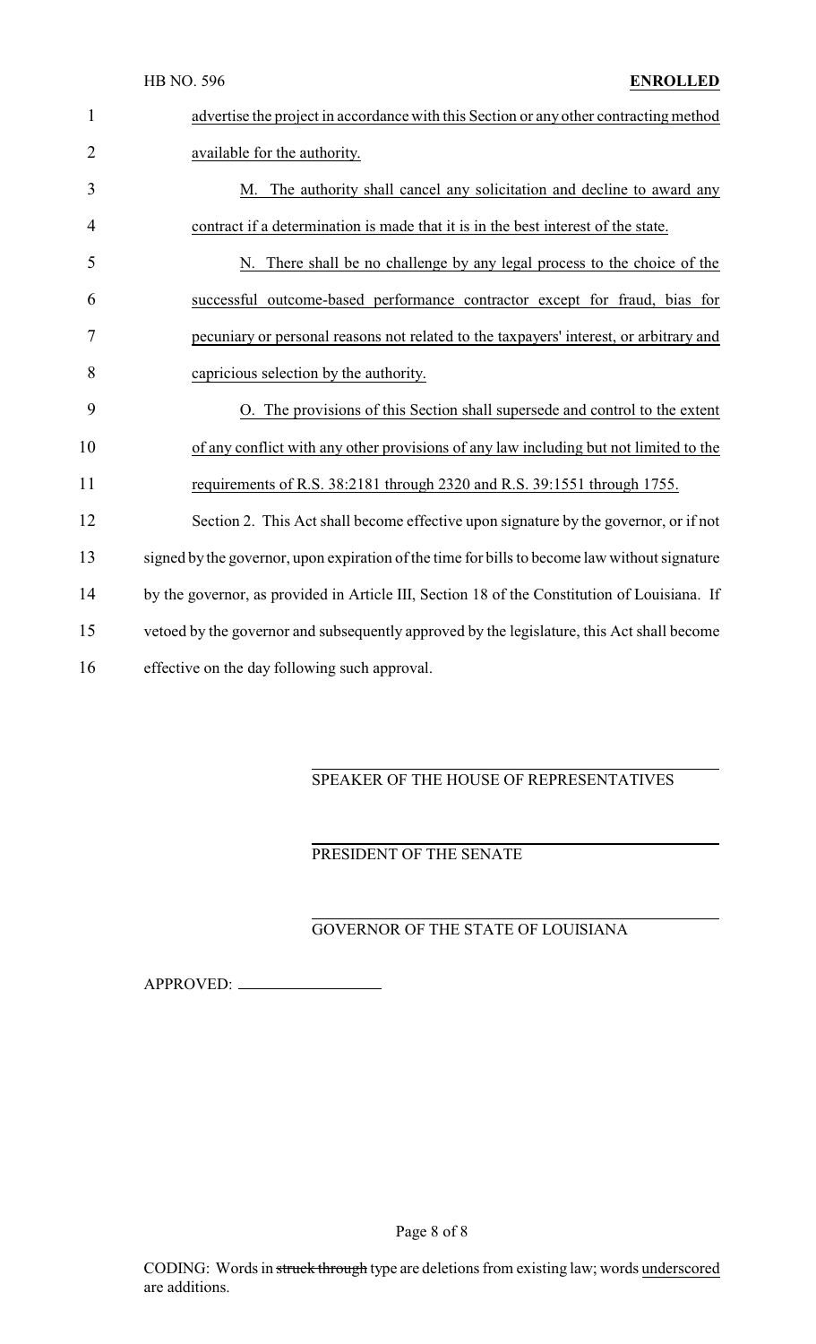advertise the project in accordance with this Section or any other contracting method available for the authority.

M. The authority shall cancel any solicitation and decline to award any contract if a determination is made that it is in the best interest of the state.

N. There shall be no challenge by any legal process to the choice of the successful outcome-based performance contractor except for fraud, bias for pecuniary or personal reasons not related to the taxpayers' interest, or arbitrary and capricious selection by the authority.

O. The provisions of this Section shall supersede and control to the extent of any conflict with any other provisions of any law including but not limited to the requirements of R.S. 38:2181 through 2320 and R.S. 39:1551 through 1755.

Section 2. This Act shall become effective upon signature by the governor, or if not signed by the governor, upon expiration of the time for bills to become law without signature by the governor, as provided in Article III, Section 18 of the Constitution of Louisiana. If vetoed by the governor and subsequently approved by the legislature, this Act shall become effective on the day following such approval.

SPEAKER OF THE HOUSE OF REPRESENTATIVES

PRESIDENT OF THE SENATE

GOVERNOR OF THE STATE OF LOUISIANA

APPROVED: ___________________

CODING: Words in ~~struck through~~ type are deletions from existing law; words underscored are additions.